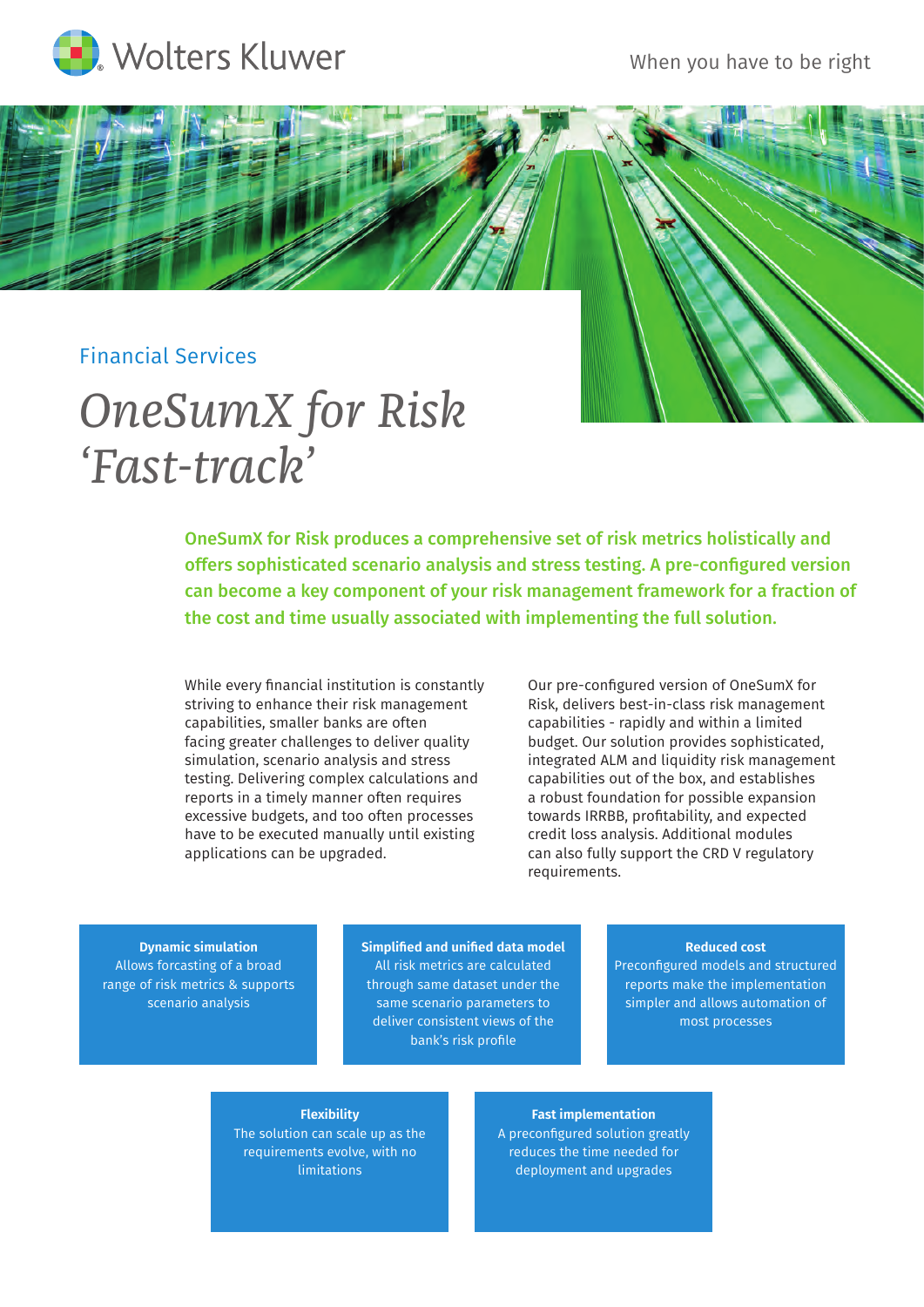Wolters Kluwer

When you have to be right

Financial Services

# *OneSumX for Risk 'Fast-track'*

**OneSumX for Risk produces a comprehensive set of risk metrics holistically and offers sophisticated scenario analysis and stress testing. A pre-configured version can become a key component of your risk management framework for a fraction of the cost and time usually associated with implementing the full solution.**

While every financial institution is constantly striving to enhance their risk management capabilities, smaller banks are often facing greater challenges to deliver quality simulation, scenario analysis and stress testing. Delivering complex calculations and reports in a timely manner often requires excessive budgets, and too often processes have to be executed manually until existing applications can be upgraded.

Our pre-configured version of OneSumX for Risk, delivers best-in-class risk management capabilities - rapidly and within a limited budget. Our solution provides sophisticated, integrated ALM and liquidity risk management capabilities out of the box, and establishes a robust foundation for possible expansion towards IRRBB, profitability, and expected credit loss analysis. Additional modules can also fully support the CRD V regulatory requirements.

**Dynamic simulation**
Allows forcasting of a broad range of risk metrics & supports scenario analysis

**Simplified and unified data model**
All risk metrics are calculated through same dataset under the same scenario parameters to deliver consistent views of the bank's risk profile

**Reduced cost**
Preconfigured models and structured reports make the implementation simpler and allows automation of most processes

**Flexibility**
The solution can scale up as the requirements evolve, with no limitations

**Fast implementation**
A preconfigured solution greatly reduces the time needed for deployment and upgrades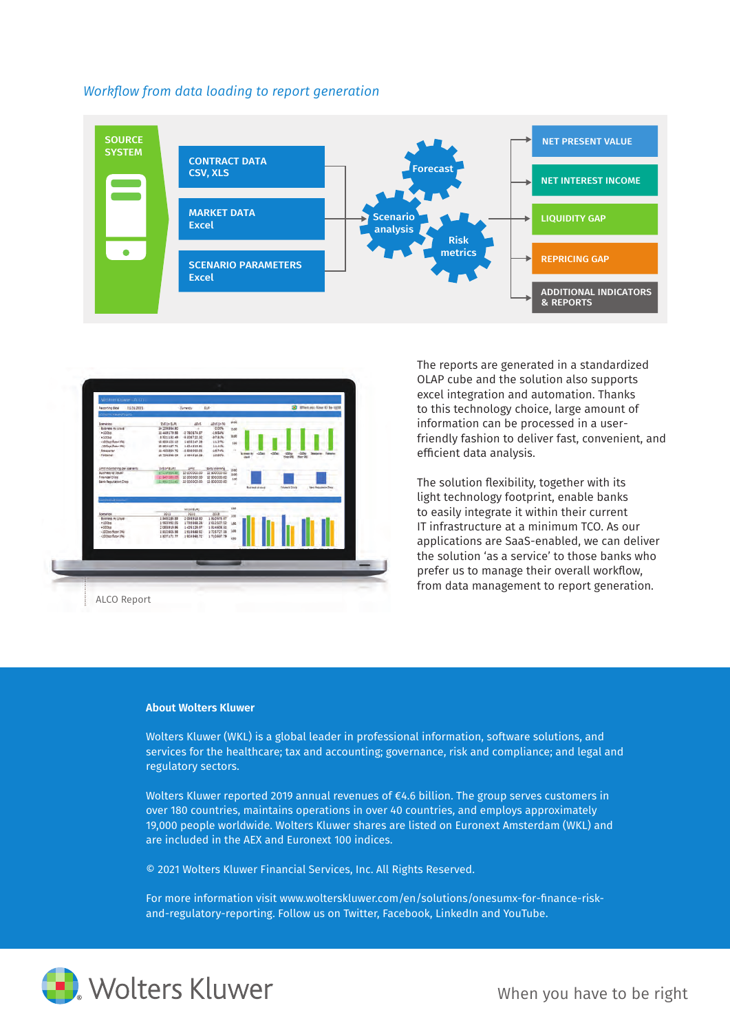*Workflow from data loading to report generation*

SOURCE SYSTEM

CONTRACT DATA
CSV, XLS

MARKET DATA
Excel

SCENARIO PARAMETERS
Excel

Forecast

Scenario analysis

Risk metrics

NET PRESENT VALUE

NET INTEREST INCOME

LIQUIDITY GAP

REPRICING GAP

ADDITIONAL INDICATORS & REPORTS

ALCO Report

The reports are generated in a standardized OLAP cube and the solution also supports excel integration and automation. Thanks to this technology choice, large amount of information can be processed in a user-friendly fashion to deliver fast, convenient, and efficient data analysis.

The solution flexibility, together with its light technology footprint, enable banks to easily integrate it within their current IT infrastructure at a minimum TCO. As our applications are SaaS-enabled, we can deliver the solution 'as a service' to those banks who prefer us to manage their overall workflow, from data management to report generation.

**About Wolters Kluwer**

Wolters Kluwer (WKL) is a global leader in professional information, software solutions, and services for the healthcare; tax and accounting; governance, risk and compliance; and legal and regulatory sectors.

Wolters Kluwer reported 2019 annual revenues of €4.6 billion. The group serves customers in over 180 countries, maintains operations in over 40 countries, and employs approximately 19,000 people worldwide. Wolters Kluwer shares are listed on Euronext Amsterdam (WKL) and are included in the AEX and Euronext 100 indices.

© 2021 Wolters Kluwer Financial Services, Inc. All Rights Reserved.

For more information visit www.wolterskluwer.com/en/solutions/onesumx-for-finance-risk-and-regulatory-reporting. Follow us on Twitter, Facebook, LinkedIn and YouTube.

Wolters Kluwer

When you have to be right